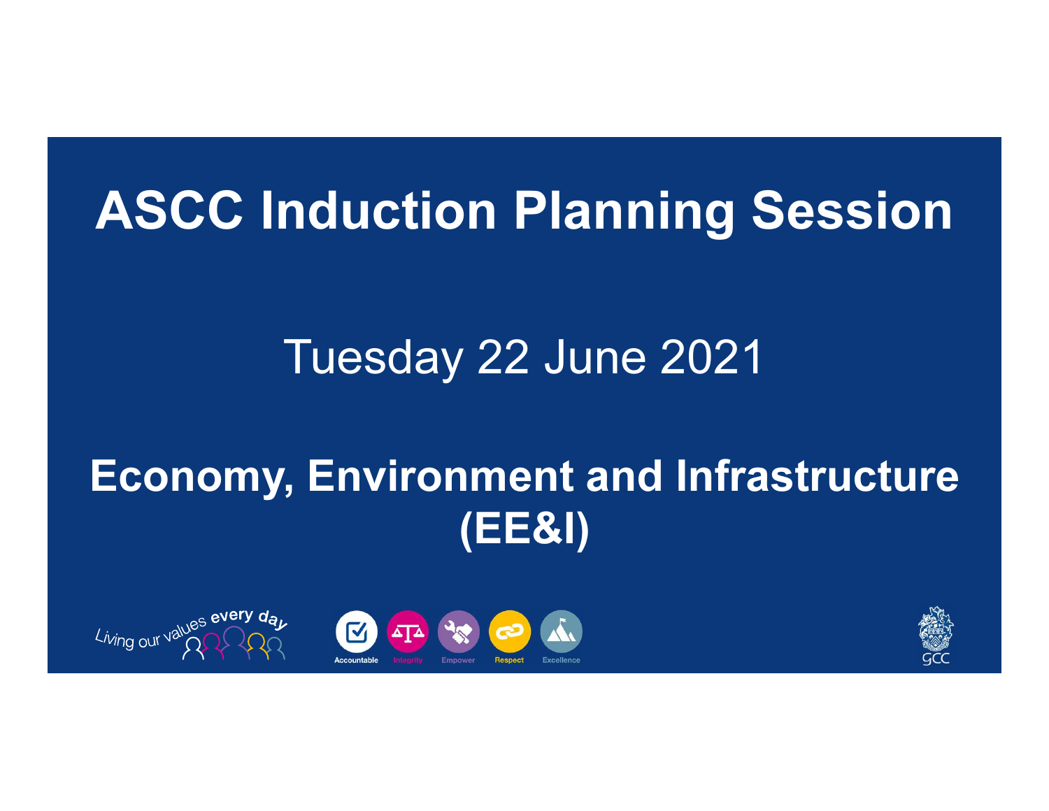# ASCC Induction Planning Session

Tuesday 22 June 2021

**Economy, Environment and Infrastructure (EE&I)**

Living our values every day

Accountable Integrity Empower Respect Excellence

GCC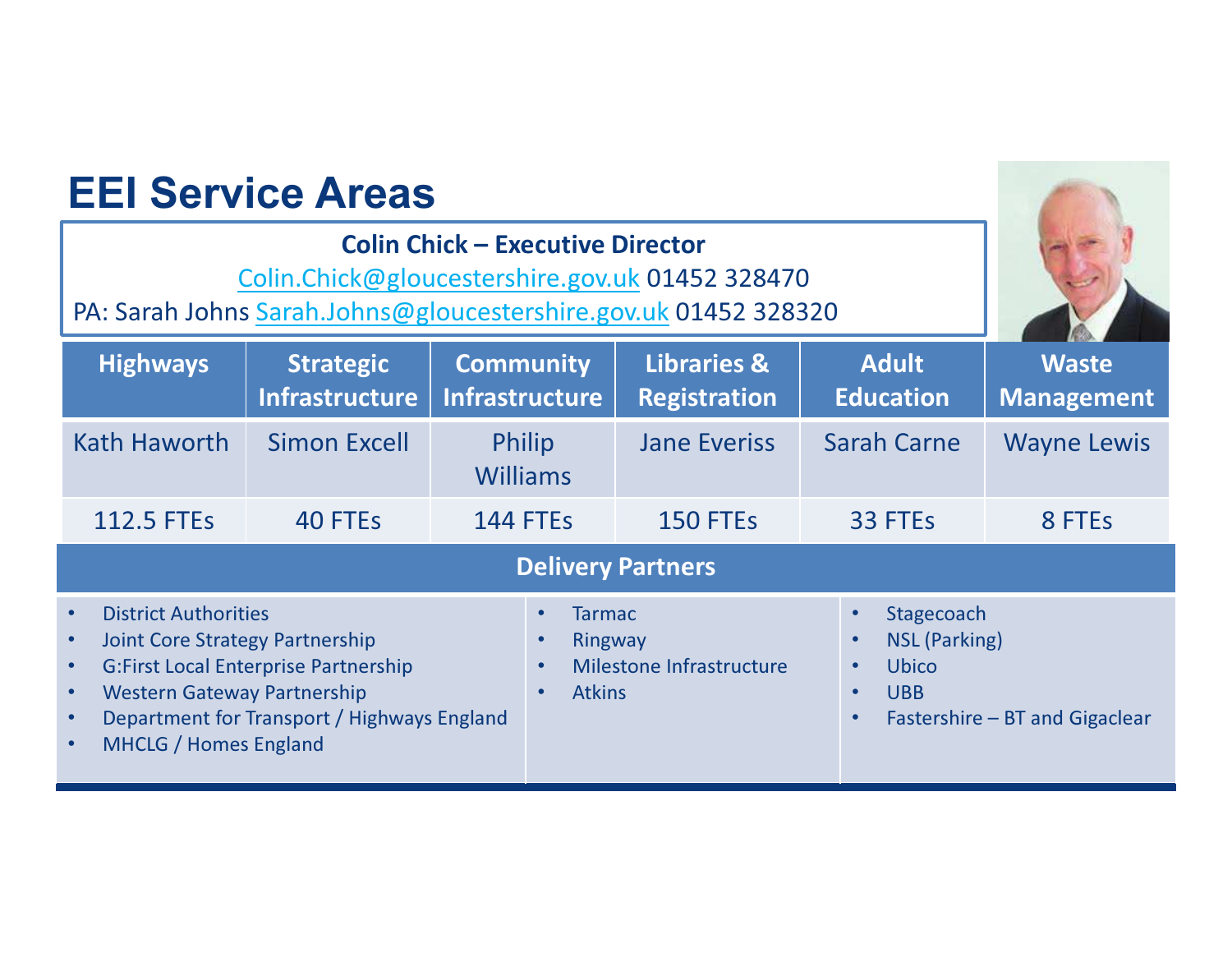# EEI Service Areas

**Colin Chick – Executive Director**

Colin.Chick@gloucestershire.gov.uk 01452 328470

PA: Sarah Johns Sarah.Johns@gloucestershire.gov.uk 01452 328320

| Highways | Strategic Infrastructure | Community Infrastructure | Libraries & Registration | Adult Education | Waste Management |
|---|---|---|---|---|---|
| Kath Haworth | Simon Excell | Philip Williams | Jane Everiss | Sarah Carne | Wayne Lewis |
| 112.5 FTEs | 40 FTEs | 144 FTEs | 150 FTEs | 33 FTEs | 8 FTEs |

**Delivery Partners**

- District Authorities
- Joint Core Strategy Partnership
- G:First Local Enterprise Partnership
- Western Gateway Partnership
- Department for Transport / Highways England
- MHCLG / Homes England

- Tarmac
- Ringway
- Milestone Infrastructure
- Atkins

- Stagecoach
- NSL (Parking)
- Ubico
- UBB
- Fastershire – BT and Gigaclear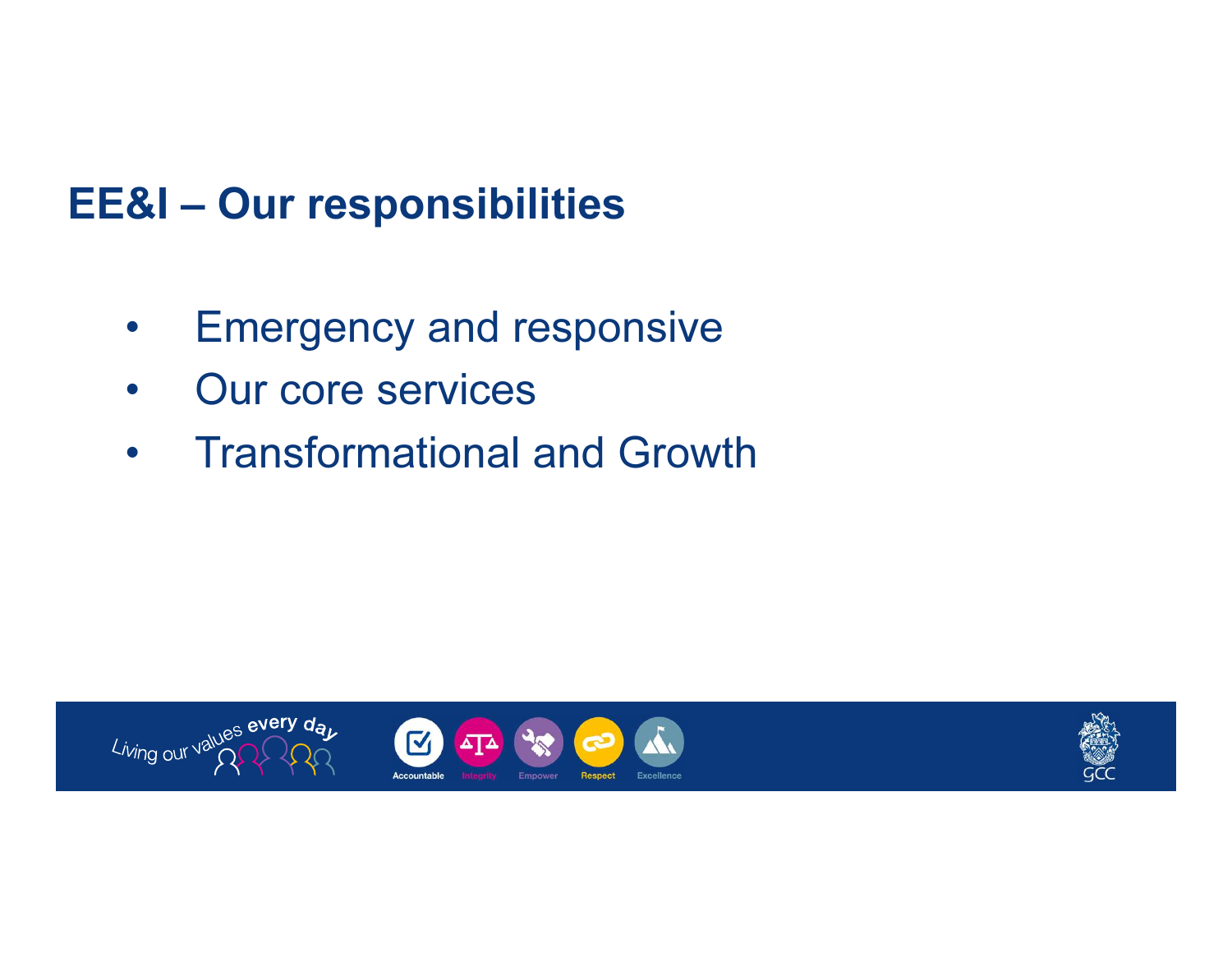# EE&I – Our responsibilities

- Emergency and responsive
- Our core services
- Transformational and Growth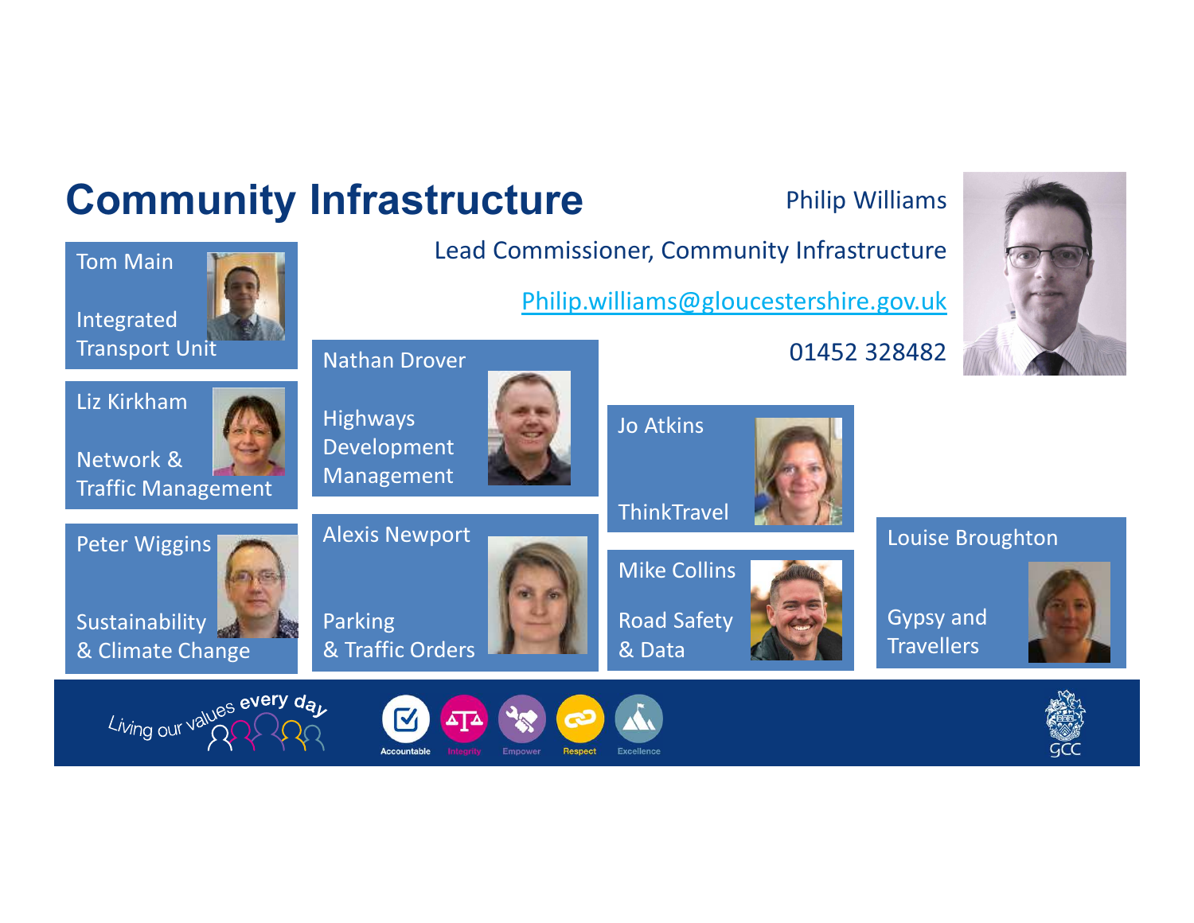# Community Infrastructure

Philip Williams

Lead Commissioner, Community Infrastructure

Philip.williams@gloucestershire.gov.uk

01452 328482

**Tom Main**
Integrated Transport Unit

**Liz Kirkham**
Network & Traffic Management

**Peter Wiggins**
Sustainability & Climate Change

**Nathan Drover**
Highways Development Management

**Alexis Newport**
Parking & Traffic Orders

**Jo Atkins**
ThinkTravel

**Mike Collins**
Road Safety & Data

**Louise Broughton**
Gypsy and Travellers

Living our values every day

Accountable · Integrity · Empower · Respect · Excellence

GCC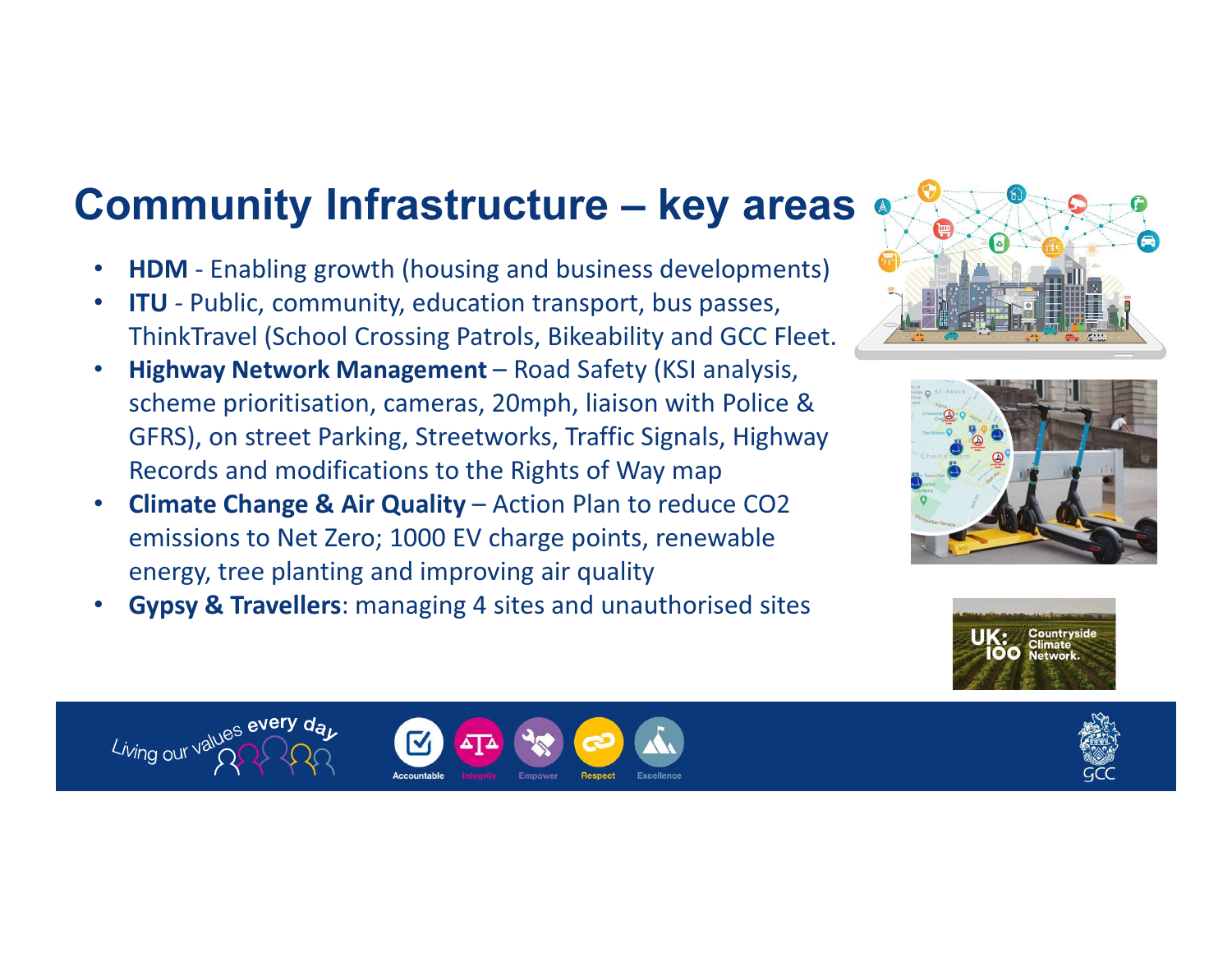# Community Infrastructure – key areas

- **HDM** - Enabling growth (housing and business developments)
- **ITU** - Public, community, education transport, bus passes, ThinkTravel (School Crossing Patrols, Bikeability and GCC Fleet.
- **Highway Network Management** – Road Safety (KSI analysis, scheme prioritisation, cameras, 20mph, liaison with Police & GFRS), on street Parking, Streetworks, Traffic Signals, Highway Records and modifications to the Rights of Way map
- **Climate Change & Air Quality** – Action Plan to reduce CO2 emissions to Net Zero; 1000 EV charge points, renewable energy, tree planting and improving air quality
- **Gypsy & Travellers**: managing 4 sites and unauthorised sites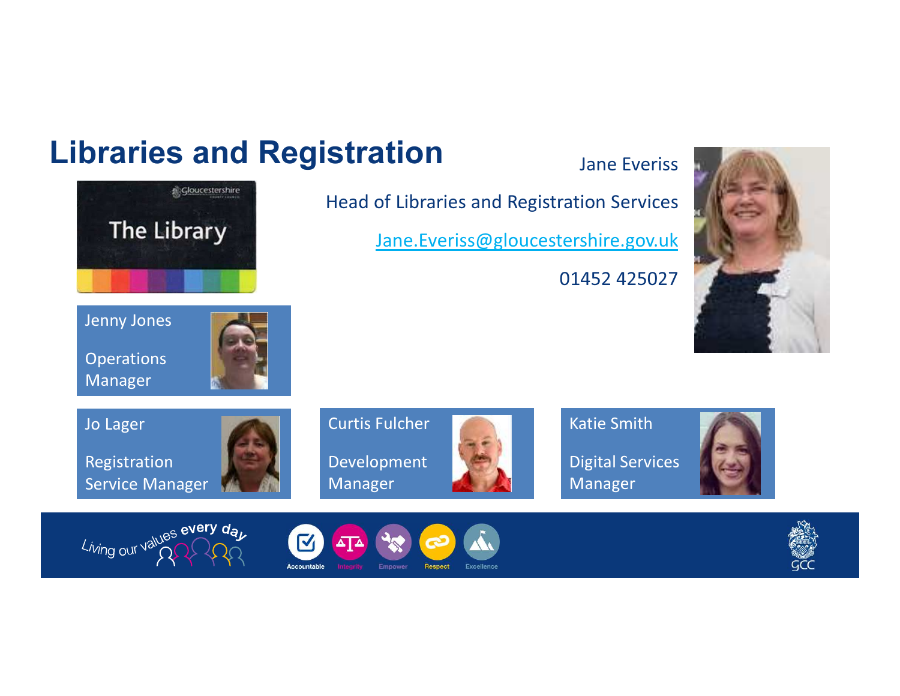# Libraries and Registration

Jane Everiss

Head of Libraries and Registration Services

[Jane.Everiss@gloucestershire.gov.uk](mailto:Jane.Everiss@gloucestershire.gov.uk)

01452 425027

Jenny Jones

Operations Manager

Jo Lager

Registration Service Manager

Curtis Fulcher

Development Manager

Katie Smith

Digital Services Manager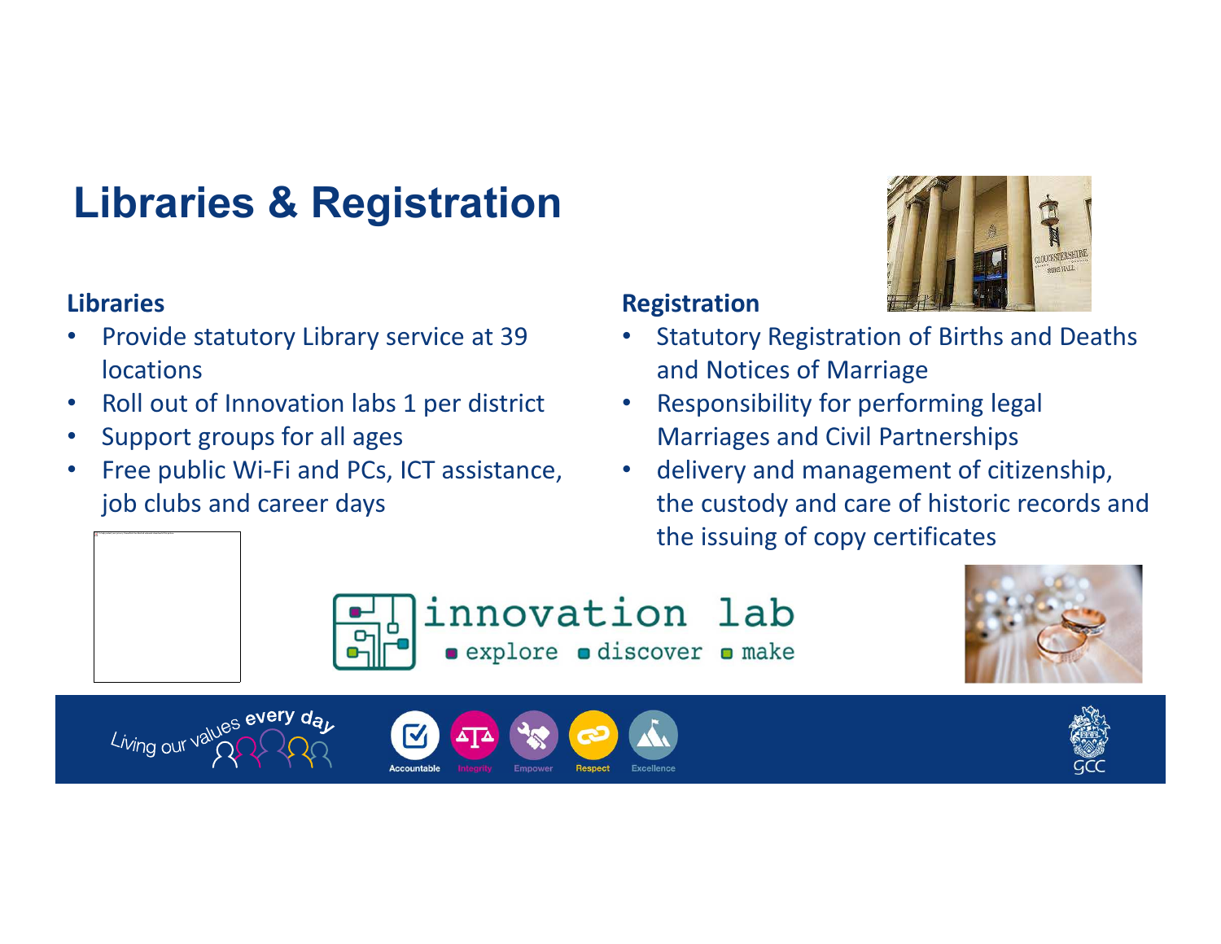# Libraries & Registration

## Libraries

- Provide statutory Library service at 39 locations
- Roll out of Innovation labs 1 per district
- Support groups for all ages
- Free public Wi-Fi and PCs, ICT assistance, job clubs and career days

## Registration

- Statutory Registration of Births and Deaths and Notices of Marriage
- Responsibility for performing legal Marriages and Civil Partnerships
- delivery and management of citizenship, the custody and care of historic records and the issuing of copy certificates

innovation lab
explore discover make

Living our values every day

Accountable Integrity Empower Respect Excellence

GCC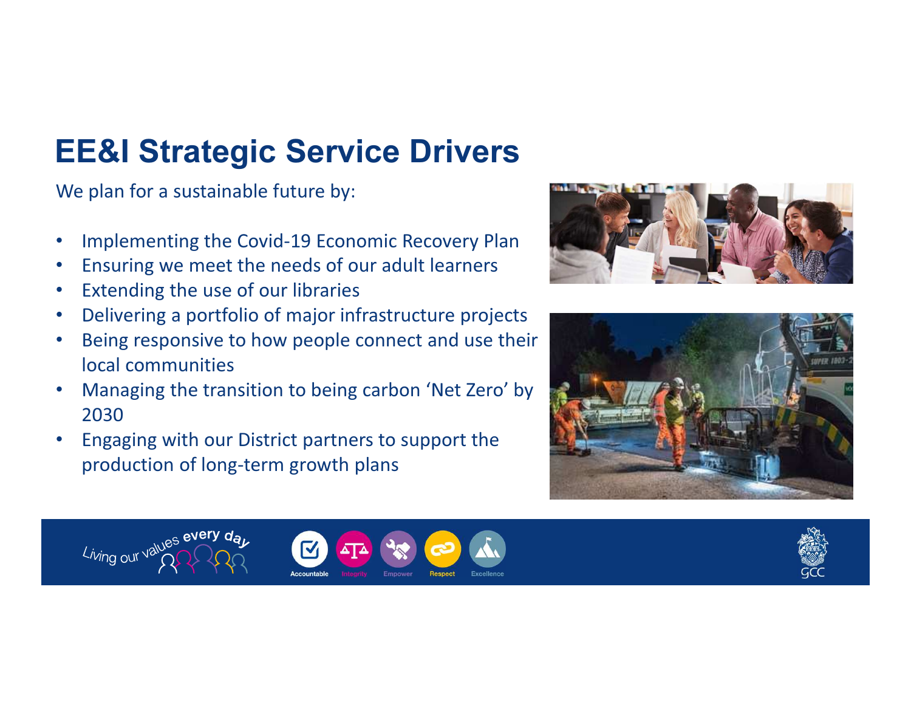# EE&I Strategic Service Drivers

We plan for a sustainable future by:

- Implementing the Covid-19 Economic Recovery Plan
- Ensuring we meet the needs of our adult learners
- Extending the use of our libraries
- Delivering a portfolio of major infrastructure projects
- Being responsive to how people connect and use their local communities
- Managing the transition to being carbon 'Net Zero' by 2030
- Engaging with our District partners to support the production of long-term growth plans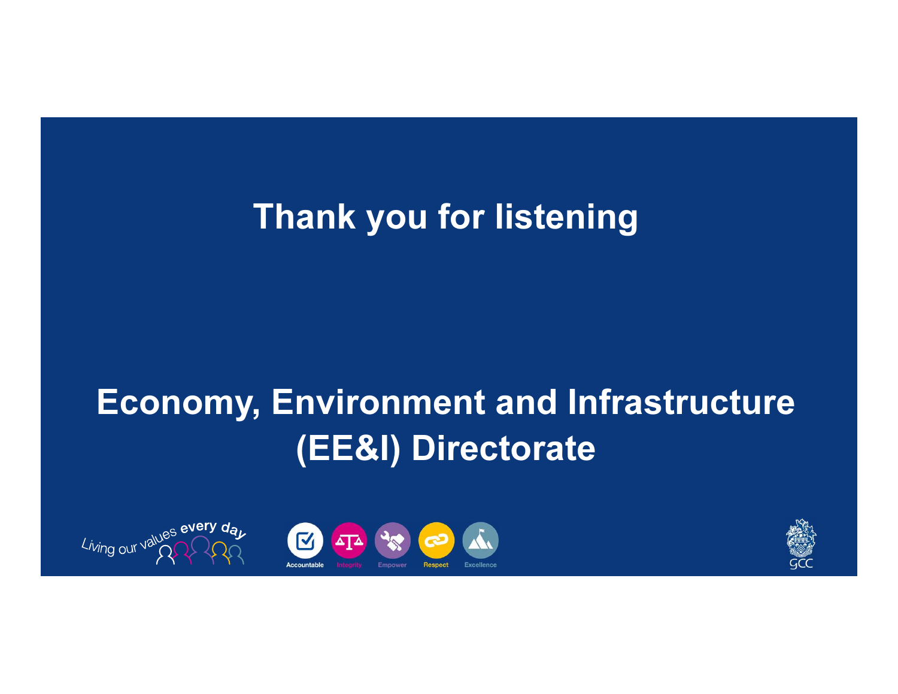# Thank you for listening

# Economy, Environment and Infrastructure (EE&I) Directorate

Living our values every day

Accountable Integrity Empower Respect Excellence

GCC